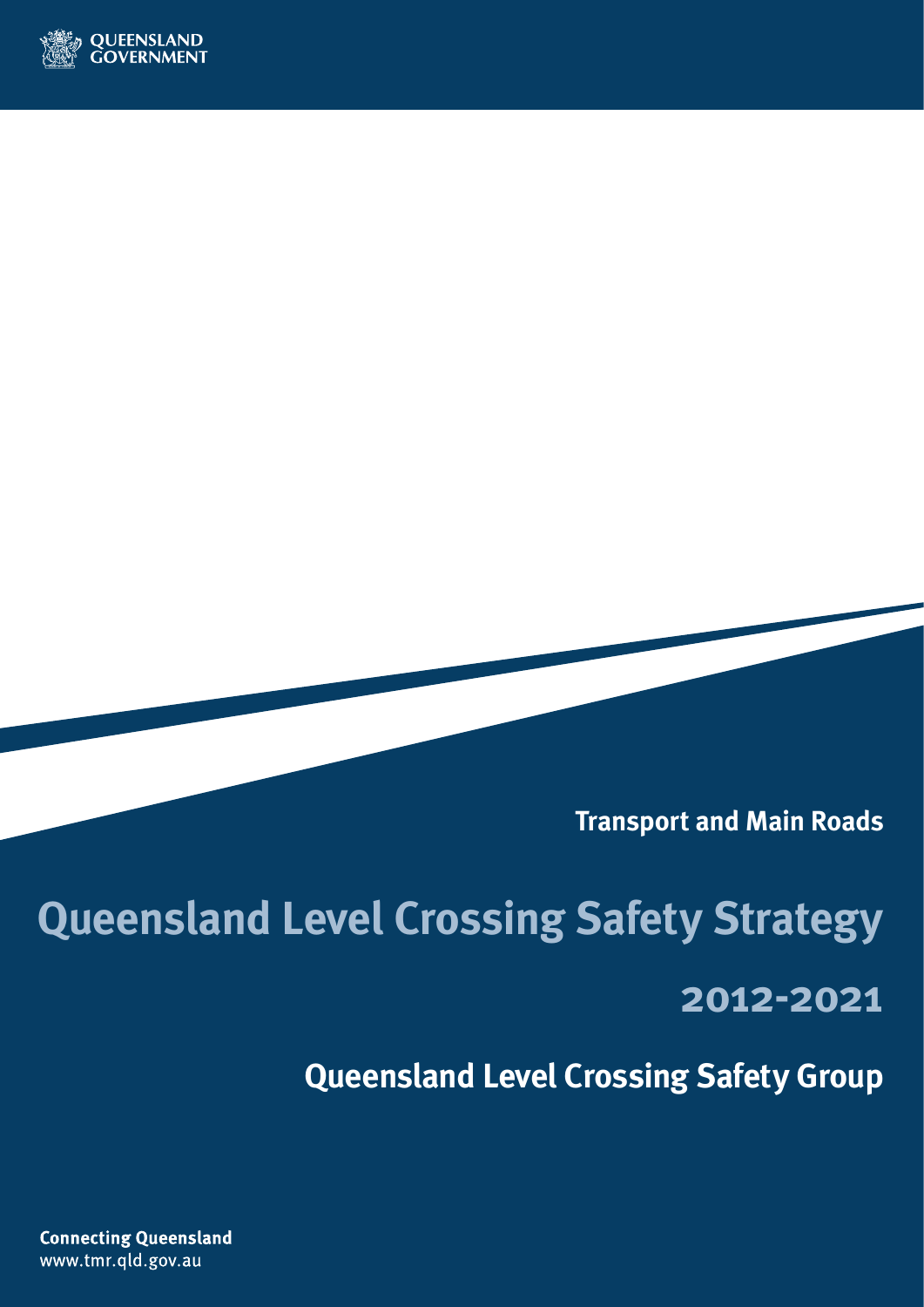QUEENSLAND GOVERNMENT

**Transport and Main Roads**

# Queensland Level Crossing Safety Strategy

## 2012-2021

## Queensland Level Crossing Safety Group

**Connecting Queensland**
www.tmr.qld.gov.au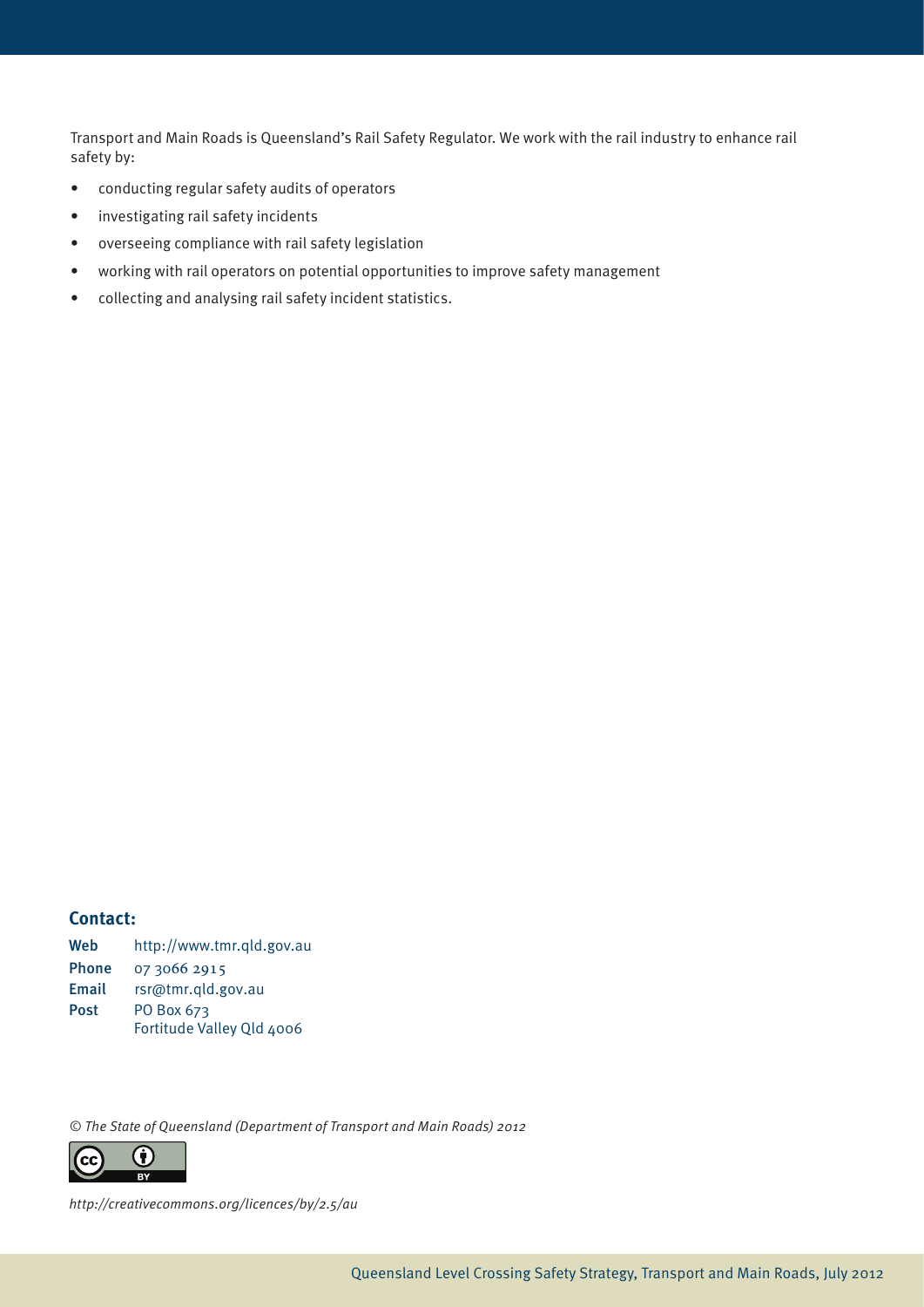Transport and Main Roads is Queensland's Rail Safety Regulator. We work with the rail industry to enhance rail safety by:

- conducting regular safety audits of operators
- investigating rail safety incidents
- overseeing compliance with rail safety legislation
- working with rail operators on potential opportunities to improve safety management
- collecting and analysing rail safety incident statistics.

**Contact:**

**Web** http://www.tmr.qld.gov.au
**Phone** 07 3066 2915
**Email** rsr@tmr.qld.gov.au
**Post** PO Box 673
Fortitude Valley Qld 4006

*© The State of Queensland (Department of Transport and Main Roads) 2012*

*http://creativecommons.org/licences/by/2.5/au*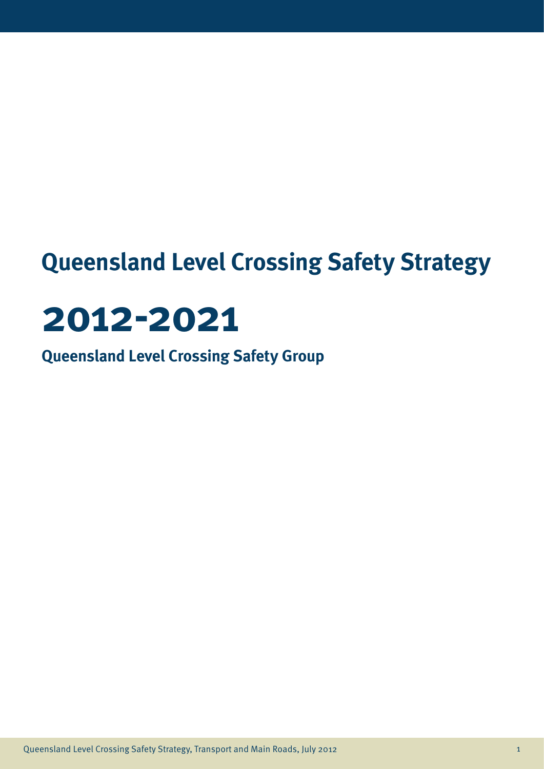# Queensland Level Crossing Safety Strategy

# 2012-2021

## Queensland Level Crossing Safety Group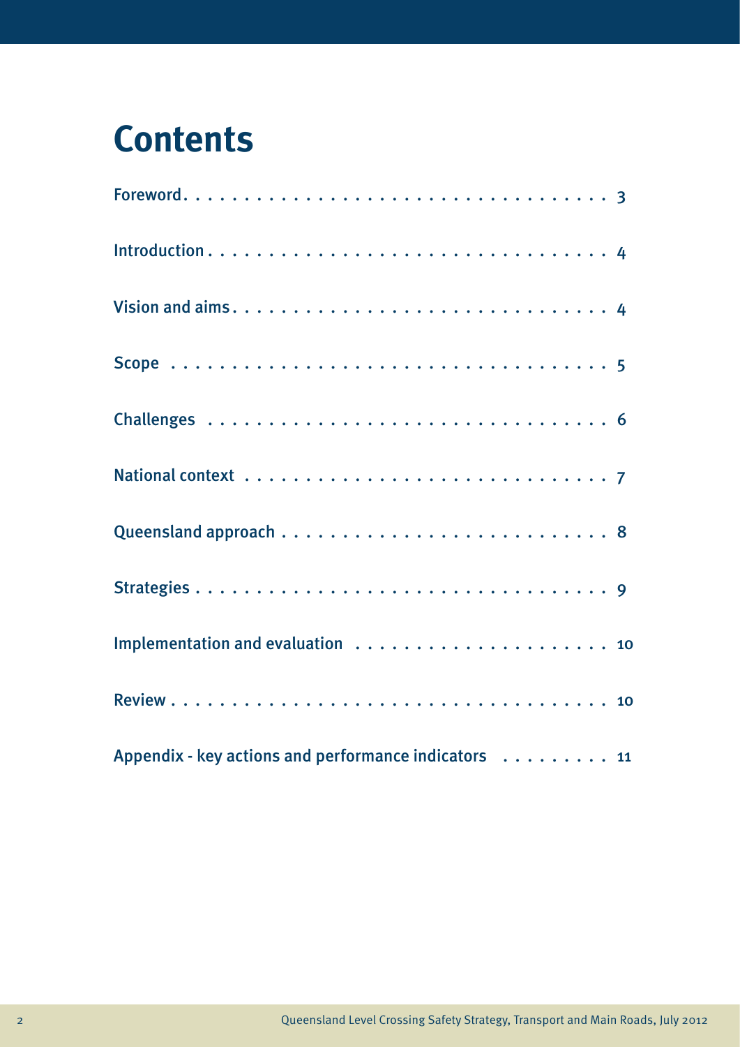# Contents

| | |
|---|---|
| Foreword | 3 |
| Introduction | 4 |
| Vision and aims | 4 |
| Scope | 5 |
| Challenges | 6 |
| National context | 7 |
| Queensland approach | 8 |
| Strategies | 9 |
| Implementation and evaluation | 10 |
| Review | 10 |
| Appendix - key actions and performance indicators | 11 |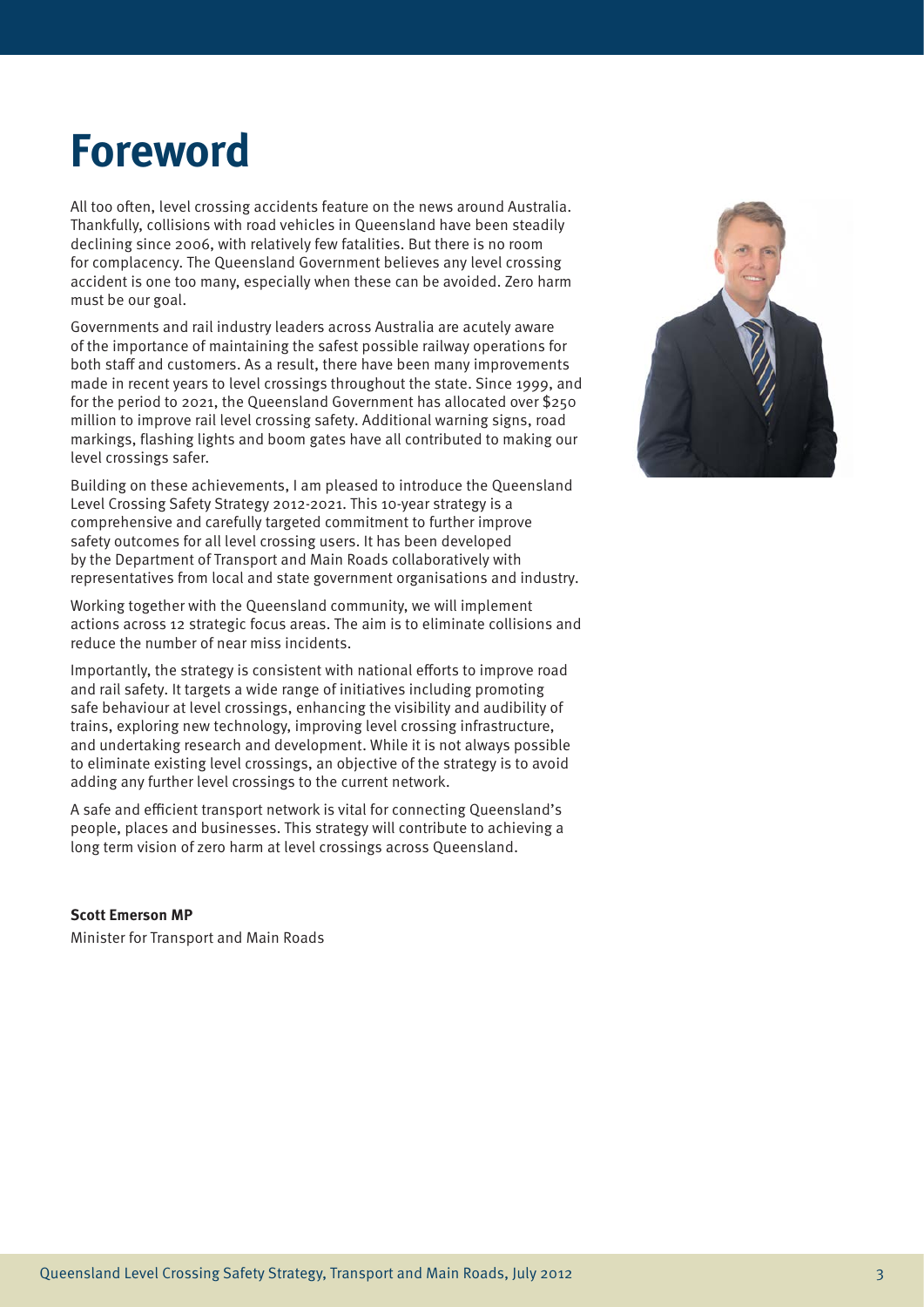# Foreword

All too often, level crossing accidents feature on the news around Australia. Thankfully, collisions with road vehicles in Queensland have been steadily declining since 2006, with relatively few fatalities. But there is no room for complacency. The Queensland Government believes any level crossing accident is one too many, especially when these can be avoided. Zero harm must be our goal.

Governments and rail industry leaders across Australia are acutely aware of the importance of maintaining the safest possible railway operations for both staff and customers. As a result, there have been many improvements made in recent years to level crossings throughout the state. Since 1999, and for the period to 2021, the Queensland Government has allocated over $250 million to improve rail level crossing safety. Additional warning signs, road markings, flashing lights and boom gates have all contributed to making our level crossings safer.

Building on these achievements, I am pleased to introduce the Queensland Level Crossing Safety Strategy 2012-2021. This 10-year strategy is a comprehensive and carefully targeted commitment to further improve safety outcomes for all level crossing users. It has been developed by the Department of Transport and Main Roads collaboratively with representatives from local and state government organisations and industry.

Working together with the Queensland community, we will implement actions across 12 strategic focus areas. The aim is to eliminate collisions and reduce the number of near miss incidents.

Importantly, the strategy is consistent with national efforts to improve road and rail safety. It targets a wide range of initiatives including promoting safe behaviour at level crossings, enhancing the visibility and audibility of trains, exploring new technology, improving level crossing infrastructure, and undertaking research and development. While it is not always possible to eliminate existing level crossings, an objective of the strategy is to avoid adding any further level crossings to the current network.

A safe and efficient transport network is vital for connecting Queensland's people, places and businesses. This strategy will contribute to achieving a long term vision of zero harm at level crossings across Queensland.

**Scott Emerson MP**
Minister for Transport and Main Roads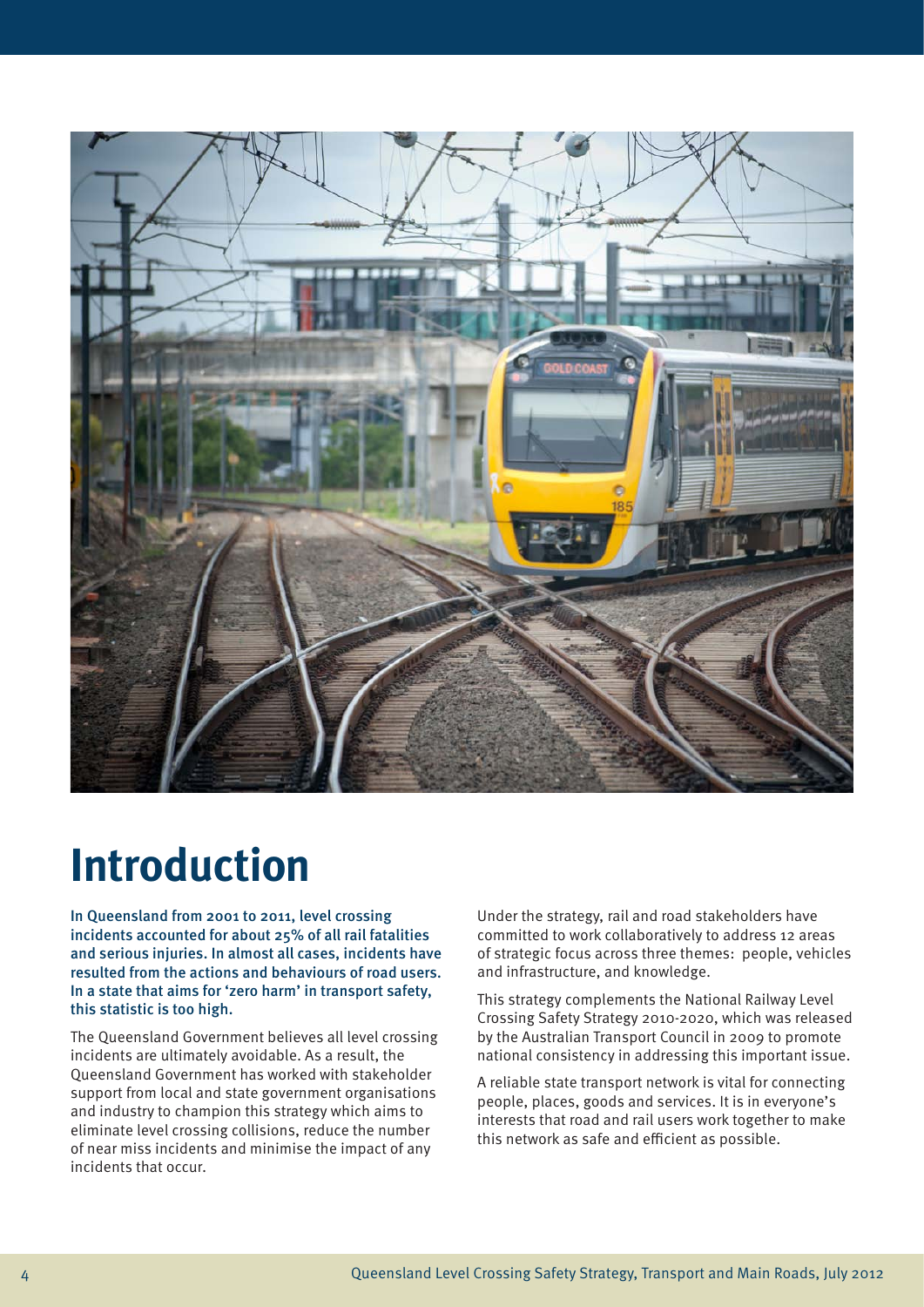# Introduction

**In Queensland from 2001 to 2011, level crossing incidents accounted for about 25% of all rail fatalities and serious injuries. In almost all cases, incidents have resulted from the actions and behaviours of road users. In a state that aims for 'zero harm' in transport safety, this statistic is too high.**

The Queensland Government believes all level crossing incidents are ultimately avoidable. As a result, the Queensland Government has worked with stakeholder support from local and state government organisations and industry to champion this strategy which aims to eliminate level crossing collisions, reduce the number of near miss incidents and minimise the impact of any incidents that occur.

Under the strategy, rail and road stakeholders have committed to work collaboratively to address 12 areas of strategic focus across three themes: people, vehicles and infrastructure, and knowledge.

This strategy complements the National Railway Level Crossing Safety Strategy 2010-2020, which was released by the Australian Transport Council in 2009 to promote national consistency in addressing this important issue.

A reliable state transport network is vital for connecting people, places, goods and services. It is in everyone's interests that road and rail users work together to make this network as safe and efficient as possible.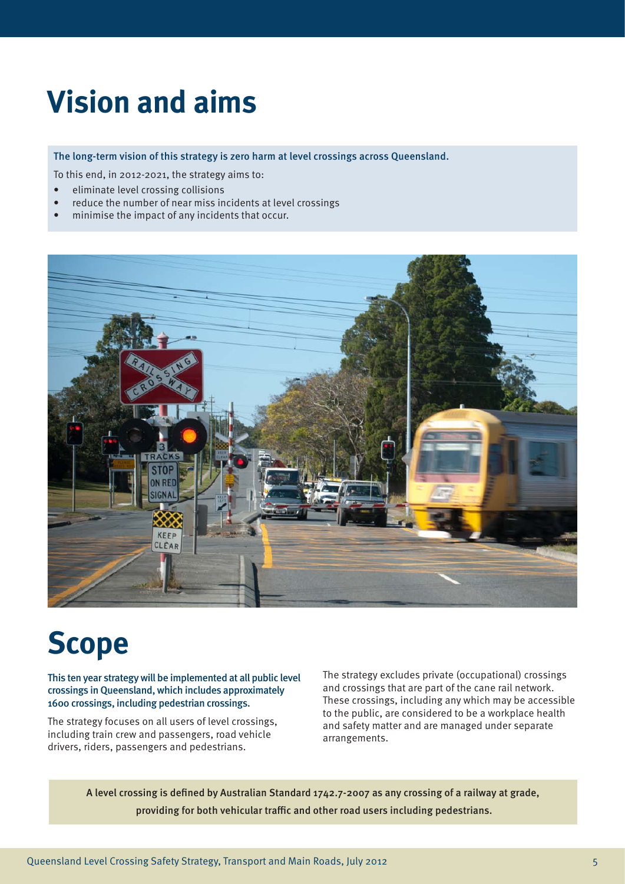# Vision and aims

**The long-term vision of this strategy is zero harm at level crossings across Queensland.**

To this end, in 2012-2021, the strategy aims to:

- eliminate level crossing collisions
- reduce the number of near miss incidents at level crossings
- minimise the impact of any incidents that occur.

# Scope

**This ten year strategy will be implemented at all public level crossings in Queensland, which includes approximately 1600 crossings, including pedestrian crossings.**

The strategy focuses on all users of level crossings, including train crew and passengers, road vehicle drivers, riders, passengers and pedestrians.

The strategy excludes private (occupational) crossings and crossings that are part of the cane rail network. These crossings, including any which may be accessible to the public, are considered to be a workplace health and safety matter and are managed under separate arrangements.

**A level crossing is defined by Australian Standard 1742.7-2007 as any crossing of a railway at grade, providing for both vehicular traffic and other road users including pedestrians.**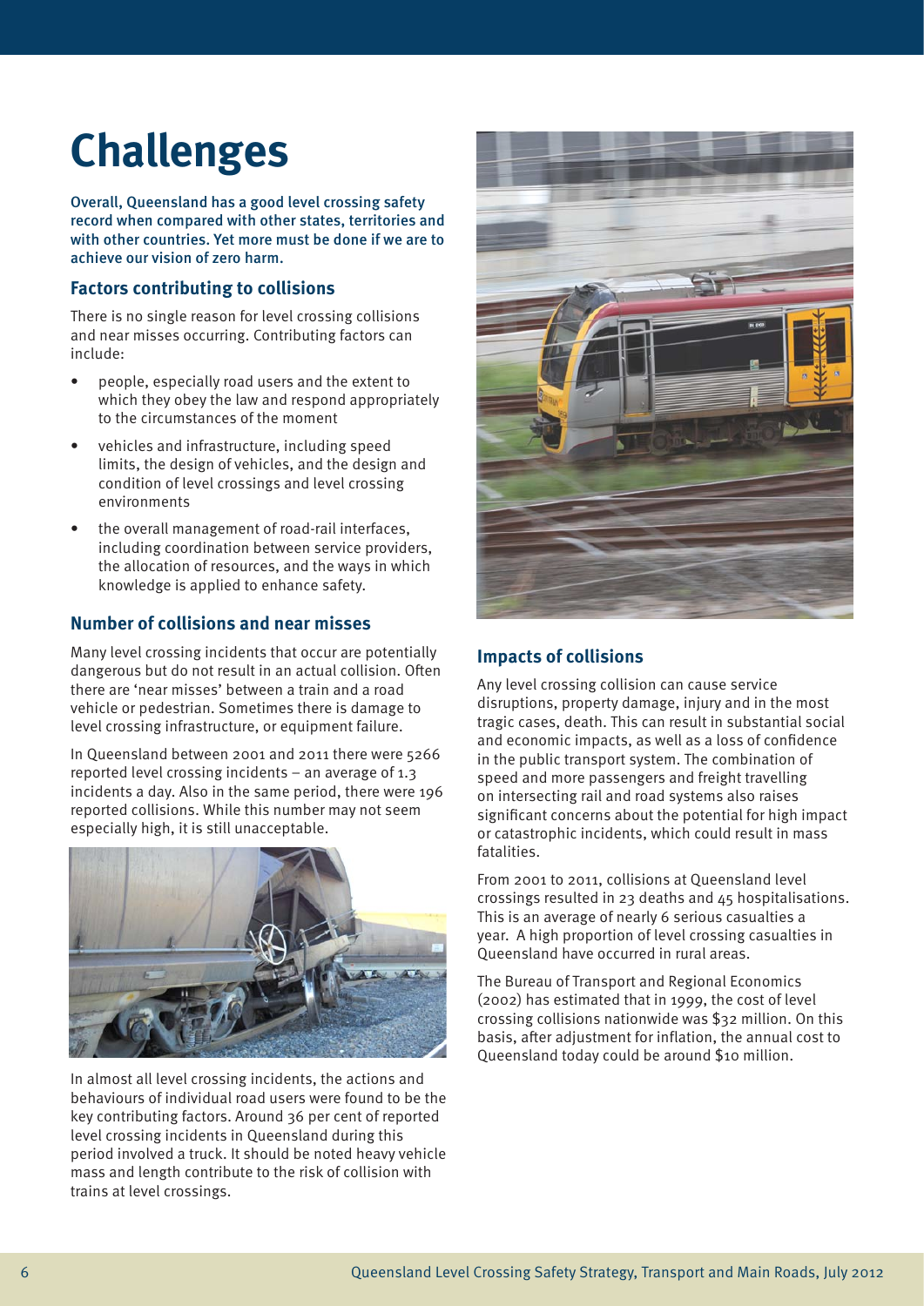# Challenges

**Overall, Queensland has a good level crossing safety record when compared with other states, territories and with other countries. Yet more must be done if we are to achieve our vision of zero harm.**

## Factors contributing to collisions

There is no single reason for level crossing collisions and near misses occurring. Contributing factors can include:

- people, especially road users and the extent to which they obey the law and respond appropriately to the circumstances of the moment
- vehicles and infrastructure, including speed limits, the design of vehicles, and the design and condition of level crossings and level crossing environments
- the overall management of road-rail interfaces, including coordination between service providers, the allocation of resources, and the ways in which knowledge is applied to enhance safety.

## Number of collisions and near misses

Many level crossing incidents that occur are potentially dangerous but do not result in an actual collision. Often there are 'near misses' between a train and a road vehicle or pedestrian. Sometimes there is damage to level crossing infrastructure, or equipment failure.

In Queensland between 2001 and 2011 there were 5266 reported level crossing incidents – an average of 1.3 incidents a day. Also in the same period, there were 196 reported collisions. While this number may not seem especially high, it is still unacceptable.

In almost all level crossing incidents, the actions and behaviours of individual road users were found to be the key contributing factors. Around 36 per cent of reported level crossing incidents in Queensland during this period involved a truck. It should be noted heavy vehicle mass and length contribute to the risk of collision with trains at level crossings.

## Impacts of collisions

Any level crossing collision can cause service disruptions, property damage, injury and in the most tragic cases, death. This can result in substantial social and economic impacts, as well as a loss of confidence in the public transport system. The combination of speed and more passengers and freight travelling on intersecting rail and road systems also raises significant concerns about the potential for high impact or catastrophic incidents, which could result in mass fatalities.

From 2001 to 2011, collisions at Queensland level crossings resulted in 23 deaths and 45 hospitalisations. This is an average of nearly 6 serious casualties a year. A high proportion of level crossing casualties in Queensland have occurred in rural areas.

The Bureau of Transport and Regional Economics (2002) has estimated that in 1999, the cost of level crossing collisions nationwide was $32 million. On this basis, after adjustment for inflation, the annual cost to Queensland today could be around $10 million.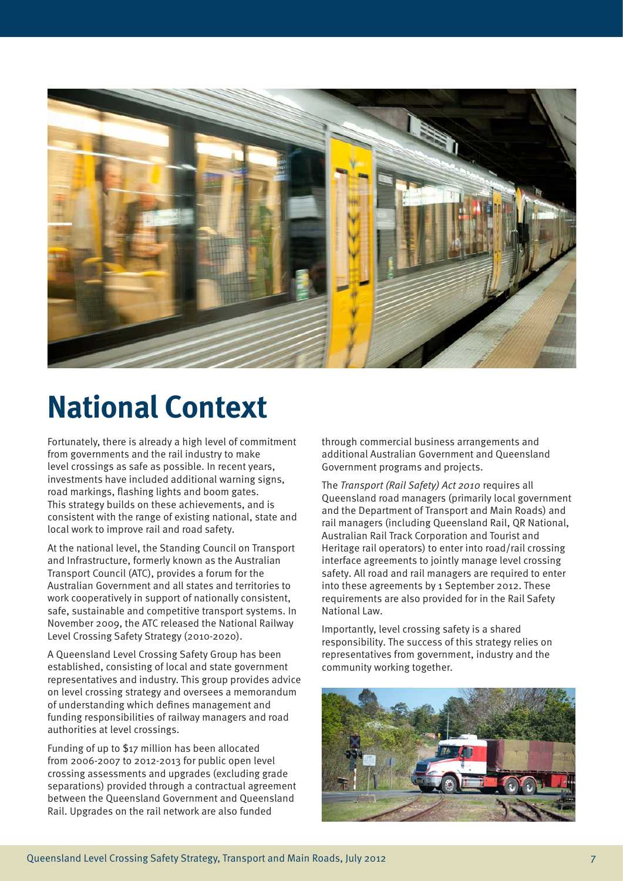# National Context

Fortunately, there is already a high level of commitment from governments and the rail industry to make level crossings as safe as possible. In recent years, investments have included additional warning signs, road markings, flashing lights and boom gates. This strategy builds on these achievements, and is consistent with the range of existing national, state and local work to improve rail and road safety.

At the national level, the Standing Council on Transport and Infrastructure, formerly known as the Australian Transport Council (ATC), provides a forum for the Australian Government and all states and territories to work cooperatively in support of nationally consistent, safe, sustainable and competitive transport systems. In November 2009, the ATC released the National Railway Level Crossing Safety Strategy (2010-2020).

A Queensland Level Crossing Safety Group has been established, consisting of local and state government representatives and industry. This group provides advice on level crossing strategy and oversees a memorandum of understanding which defines management and funding responsibilities of railway managers and road authorities at level crossings.

Funding of up to $17 million has been allocated from 2006-2007 to 2012-2013 for public open level crossing assessments and upgrades (excluding grade separations) provided through a contractual agreement between the Queensland Government and Queensland Rail. Upgrades on the rail network are also funded through commercial business arrangements and additional Australian Government and Queensland Government programs and projects.

The *Transport (Rail Safety) Act 2010* requires all Queensland road managers (primarily local government and the Department of Transport and Main Roads) and rail managers (including Queensland Rail, QR National, Australian Rail Track Corporation and Tourist and Heritage rail operators) to enter into road/rail crossing interface agreements to jointly manage level crossing safety. All road and rail managers are required to enter into these agreements by 1 September 2012. These requirements are also provided for in the Rail Safety National Law.

Importantly, level crossing safety is a shared responsibility. The success of this strategy relies on representatives from government, industry and the community working together.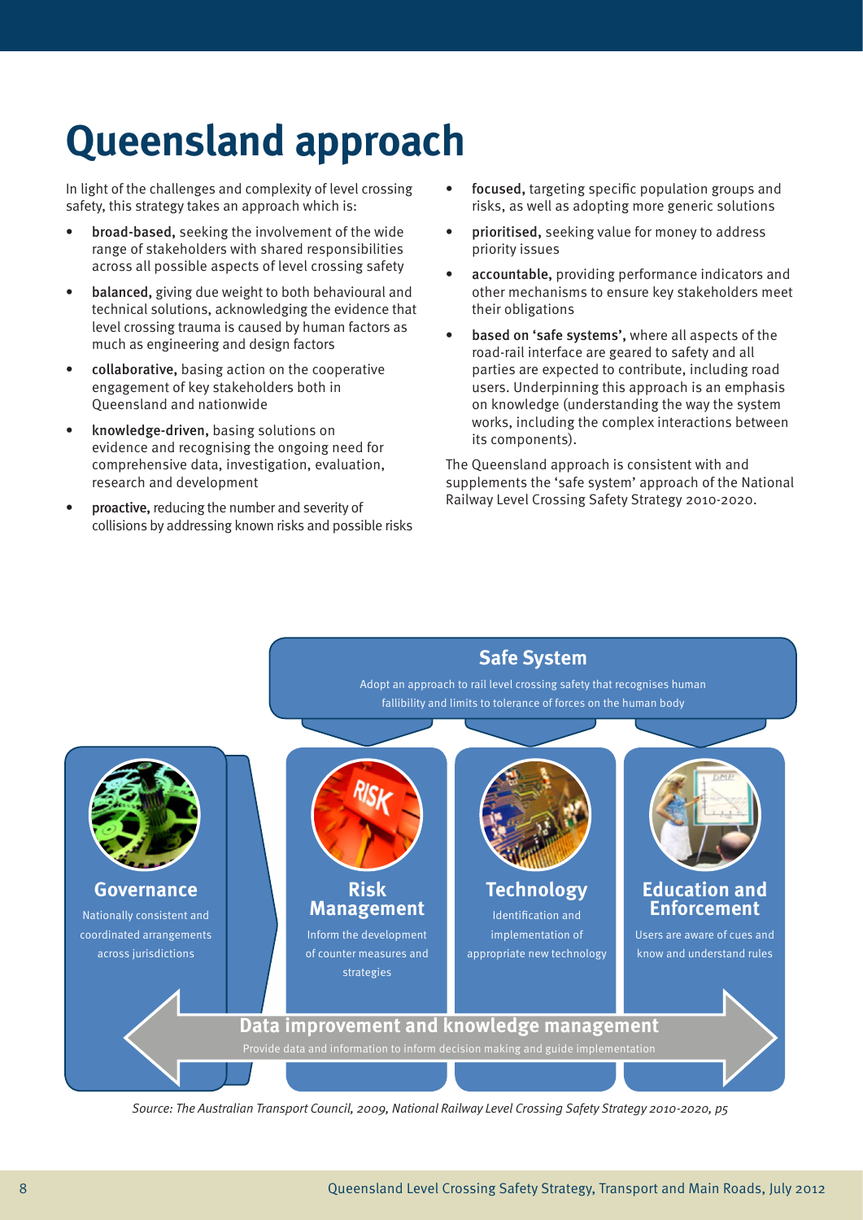# Queensland approach

In light of the challenges and complexity of level crossing safety, this strategy takes an approach which is:

- **broad-based,** seeking the involvement of the wide range of stakeholders with shared responsibilities across all possible aspects of level crossing safety
- **balanced,** giving due weight to both behavioural and technical solutions, acknowledging the evidence that level crossing trauma is caused by human factors as much as engineering and design factors
- **collaborative,** basing action on the cooperative engagement of key stakeholders both in Queensland and nationwide
- **knowledge-driven,** basing solutions on evidence and recognising the ongoing need for comprehensive data, investigation, evaluation, research and development
- **proactive,** reducing the number and severity of collisions by addressing known risks and possible risks
- **focused,** targeting specific population groups and risks, as well as adopting more generic solutions
- **prioritised,** seeking value for money to address priority issues
- **accountable,** providing performance indicators and other mechanisms to ensure key stakeholders meet their obligations
- **based on 'safe systems',** where all aspects of the road-rail interface are geared to safety and all parties are expected to contribute, including road users. Underpinning this approach is an emphasis on knowledge (understanding the way the system works, including the complex interactions between its components).

The Queensland approach is consistent with and supplements the 'safe system' approach of the National Railway Level Crossing Safety Strategy 2010-2020.

**Safe System**

Adopt an approach to rail level crossing safety that recognises human fallibility and limits to tolerance of forces on the human body

**Governance**

Nationally consistent and coordinated arrangements across jurisdictions

**Risk Management**

Inform the development of counter measures and strategies

**Technology**

Identification and implementation of appropriate new technology

**Education and Enforcement**

Users are aware of cues and know and understand rules

**Data improvement and knowledge management**

Provide data and information to inform decision making and guide implementation

*Source: The Australian Transport Council, 2009, National Railway Level Crossing Safety Strategy 2010-2020, p5*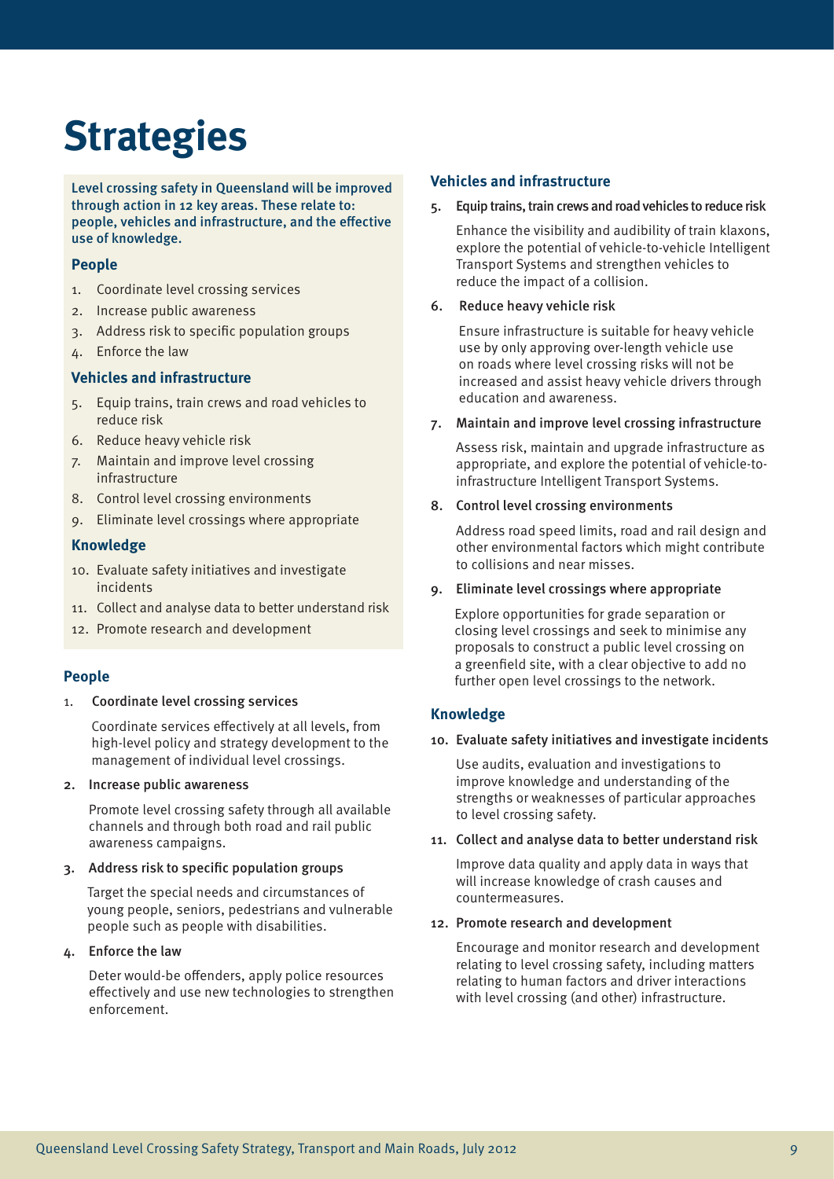# Strategies

**Level crossing safety in Queensland will be improved through action in 12 key areas. These relate to: people, vehicles and infrastructure, and the effective use of knowledge.**

### People

1. Coordinate level crossing services
2. Increase public awareness
3. Address risk to specific population groups
4. Enforce the law

### Vehicles and infrastructure

5. Equip trains, train crews and road vehicles to reduce risk
6. Reduce heavy vehicle risk
7. Maintain and improve level crossing infrastructure
8. Control level crossing environments
9. Eliminate level crossings where appropriate

### Knowledge

10. Evaluate safety initiatives and investigate incidents
11. Collect and analyse data to better understand risk
12. Promote research and development

## People

1. **Coordinate level crossing services**

   Coordinate services effectively at all levels, from high-level policy and strategy development to the management of individual level crossings.

2. **Increase public awareness**

   Promote level crossing safety through all available channels and through both road and rail public awareness campaigns.

3. **Address risk to specific population groups**

   Target the special needs and circumstances of young people, seniors, pedestrians and vulnerable people such as people with disabilities.

4. **Enforce the law**

   Deter would-be offenders, apply police resources effectively and use new technologies to strengthen enforcement.

## Vehicles and infrastructure

5. **Equip trains, train crews and road vehicles to reduce risk**

   Enhance the visibility and audibility of train klaxons, explore the potential of vehicle-to-vehicle Intelligent Transport Systems and strengthen vehicles to reduce the impact of a collision.

6. **Reduce heavy vehicle risk**

   Ensure infrastructure is suitable for heavy vehicle use by only approving over-length vehicle use on roads where level crossing risks will not be increased and assist heavy vehicle drivers through education and awareness.

7. **Maintain and improve level crossing infrastructure**

   Assess risk, maintain and upgrade infrastructure as appropriate, and explore the potential of vehicle-to-infrastructure Intelligent Transport Systems.

8. **Control level crossing environments**

   Address road speed limits, road and rail design and other environmental factors which might contribute to collisions and near misses.

9. **Eliminate level crossings where appropriate**

   Explore opportunities for grade separation or closing level crossings and seek to minimise any proposals to construct a public level crossing on a greenfield site, with a clear objective to add no further open level crossings to the network.

## Knowledge

10. **Evaluate safety initiatives and investigate incidents**

    Use audits, evaluation and investigations to improve knowledge and understanding of the strengths or weaknesses of particular approaches to level crossing safety.

11. **Collect and analyse data to better understand risk**

    Improve data quality and apply data in ways that will increase knowledge of crash causes and countermeasures.

12. **Promote research and development**

    Encourage and monitor research and development relating to level crossing safety, including matters relating to human factors and driver interactions with level crossing (and other) infrastructure.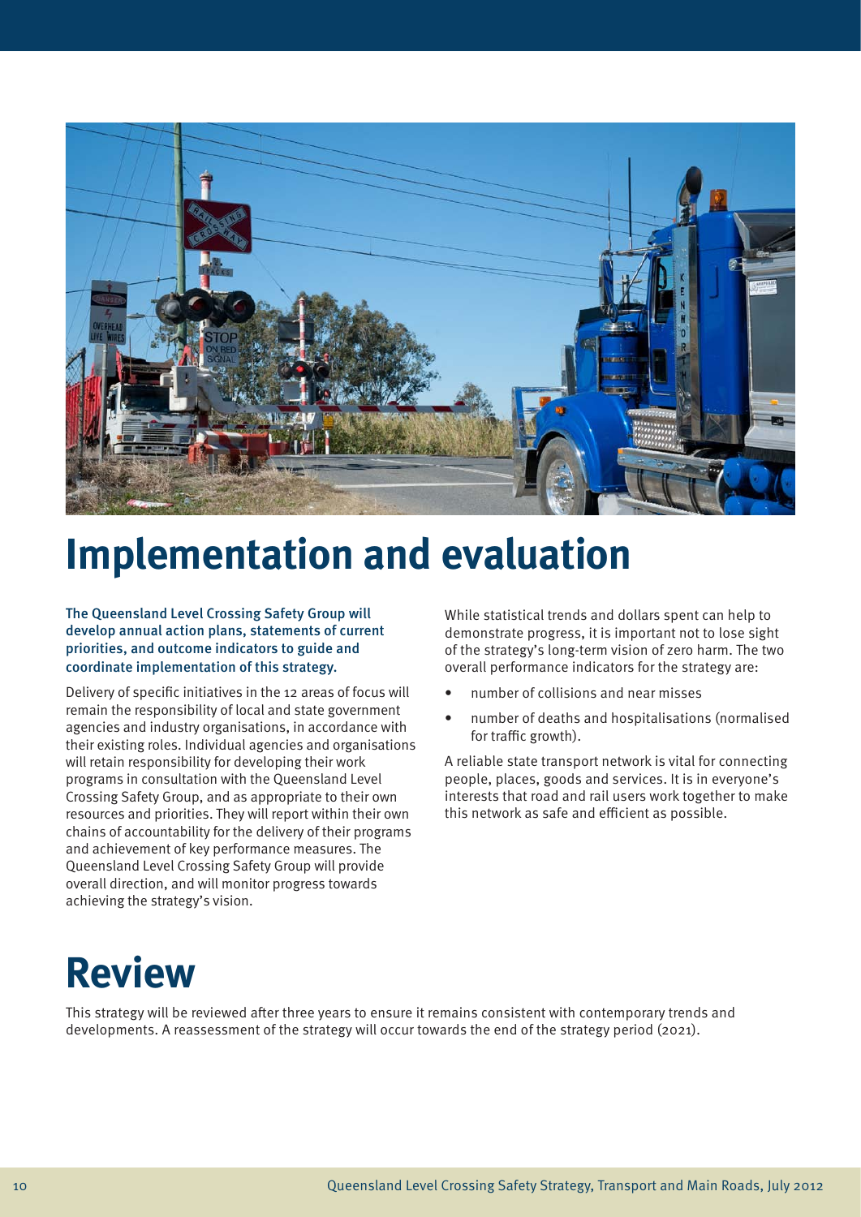# Implementation and evaluation

**The Queensland Level Crossing Safety Group will develop annual action plans, statements of current priorities, and outcome indicators to guide and coordinate implementation of this strategy.**

Delivery of specific initiatives in the 12 areas of focus will remain the responsibility of local and state government agencies and industry organisations, in accordance with their existing roles. Individual agencies and organisations will retain responsibility for developing their work programs in consultation with the Queensland Level Crossing Safety Group, and as appropriate to their own resources and priorities. They will report within their own chains of accountability for the delivery of their programs and achievement of key performance measures. The Queensland Level Crossing Safety Group will provide overall direction, and will monitor progress towards achieving the strategy's vision.

While statistical trends and dollars spent can help to demonstrate progress, it is important not to lose sight of the strategy's long-term vision of zero harm. The two overall performance indicators for the strategy are:

- number of collisions and near misses
- number of deaths and hospitalisations (normalised for traffic growth).

A reliable state transport network is vital for connecting people, places, goods and services. It is in everyone's interests that road and rail users work together to make this network as safe and efficient as possible.

# Review

This strategy will be reviewed after three years to ensure it remains consistent with contemporary trends and developments. A reassessment of the strategy will occur towards the end of the strategy period (2021).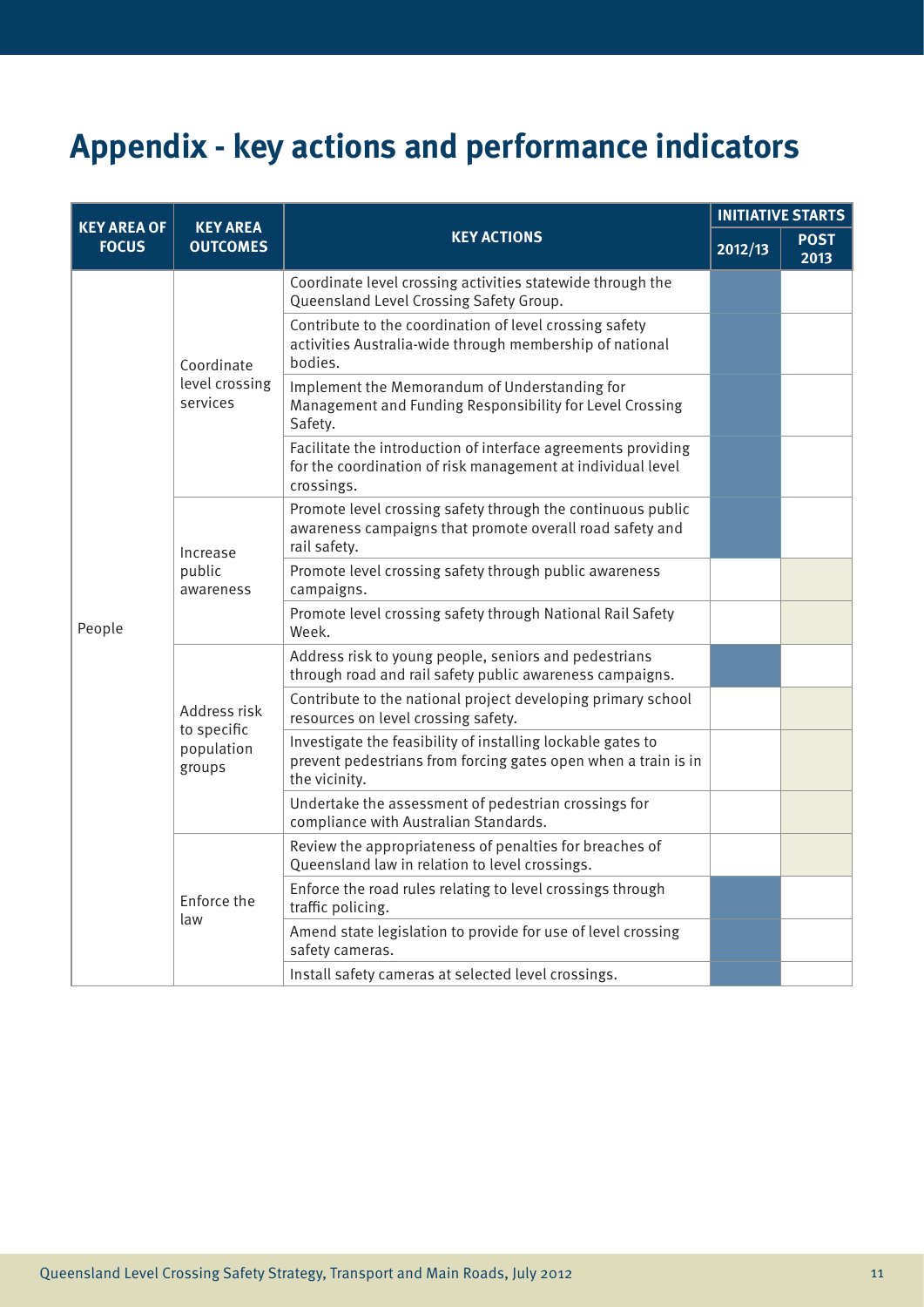# Appendix - key actions and performance indicators

| KEY AREA OF FOCUS | KEY AREA OUTCOMES | KEY ACTIONS | INITIATIVE STARTS | |
|---|---|---|---|---|
| | | | 2012/13 | POST 2013 |
| People | Coordinate level crossing services | Coordinate level crossing activities statewide through the Queensland Level Crossing Safety Group. | ✓ | |
| | | Contribute to the coordination of level crossing safety activities Australia-wide through membership of national bodies. | ✓ | |
| | | Implement the Memorandum of Understanding for Management and Funding Responsibility for Level Crossing Safety. | ✓ | |
| | | Facilitate the introduction of interface agreements providing for the coordination of risk management at individual level crossings. | ✓ | |
| | Increase public awareness | Promote level crossing safety through the continuous public awareness campaigns that promote overall road safety and rail safety. | ✓ | |
| | | Promote level crossing safety through public awareness campaigns. | | ✓ |
| | | Promote level crossing safety through National Rail Safety Week. | | ✓ |
| | Address risk to specific population groups | Address risk to young people, seniors and pedestrians through road and rail safety public awareness campaigns. | ✓ | |
| | | Contribute to the national project developing primary school resources on level crossing safety. | | ✓ |
| | | Investigate the feasibility of installing lockable gates to prevent pedestrians from forcing gates open when a train is in the vicinity. | | ✓ |
| | | Undertake the assessment of pedestrian crossings for compliance with Australian Standards. | | ✓ |
| | Enforce the law | Review the appropriateness of penalties for breaches of Queensland law in relation to level crossings. | | ✓ |
| | | Enforce the road rules relating to level crossings through traffic policing. | ✓ | |
| | | Amend state legislation to provide for use of level crossing safety cameras. | ✓ | |
| | | Install safety cameras at selected level crossings. | ✓ | |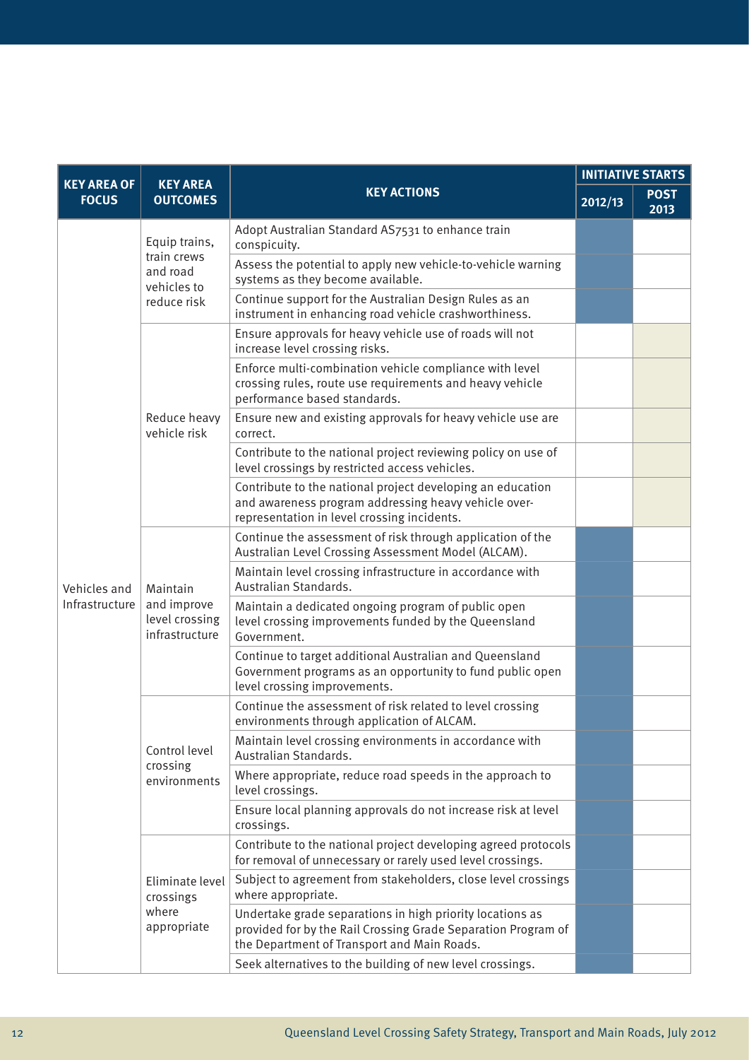| KEY AREA OF FOCUS | KEY AREA OUTCOMES | KEY ACTIONS | INITIATIVE STARTS | |
|---|---|---|---|---|
| | | | 2012/13 | POST 2013 |
| Vehicles and Infrastructure | Equip trains, train crews and road vehicles to reduce risk | Adopt Australian Standard AS7531 to enhance train conspicuity. | ■ | |
| | | Assess the potential to apply new vehicle-to-vehicle warning systems as they become available. | ■ | |
| | | Continue support for the Australian Design Rules as an instrument in enhancing road vehicle crashworthiness. | ■ | |
| | Reduce heavy vehicle risk | Ensure approvals for heavy vehicle use of roads will not increase level crossing risks. | | ■ |
| | | Enforce multi-combination vehicle compliance with level crossing rules, route use requirements and heavy vehicle performance based standards. | | ■ |
| | | Ensure new and existing approvals for heavy vehicle use are correct. | | ■ |
| | | Contribute to the national project reviewing policy on use of level crossings by restricted access vehicles. | | ■ |
| | | Contribute to the national project developing an education and awareness program addressing heavy vehicle over-representation in level crossing incidents. | | ■ |
| | Maintain and improve level crossing infrastructure | Continue the assessment of risk through application of the Australian Level Crossing Assessment Model (ALCAM). | ■ | |
| | | Maintain level crossing infrastructure in accordance with Australian Standards. | ■ | |
| | | Maintain a dedicated ongoing program of public open level crossing improvements funded by the Queensland Government. | ■ | |
| | | Continue to target additional Australian and Queensland Government programs as an opportunity to fund public open level crossing improvements. | ■ | |
| | Control level crossing environments | Continue the assessment of risk related to level crossing environments through application of ALCAM. | ■ | |
| | | Maintain level crossing environments in accordance with Australian Standards. | ■ | |
| | | Where appropriate, reduce road speeds in the approach to level crossings. | ■ | |
| | | Ensure local planning approvals do not increase risk at level crossings. | ■ | |
| | Eliminate level crossings where appropriate | Contribute to the national project developing agreed protocols for removal of unnecessary or rarely used level crossings. | ■ | |
| | | Subject to agreement from stakeholders, close level crossings where appropriate. | ■ | |
| | | Undertake grade separations in high priority locations as provided for by the Rail Crossing Grade Separation Program of the Department of Transport and Main Roads. | ■ | |
| | | Seek alternatives to the building of new level crossings. | ■ | |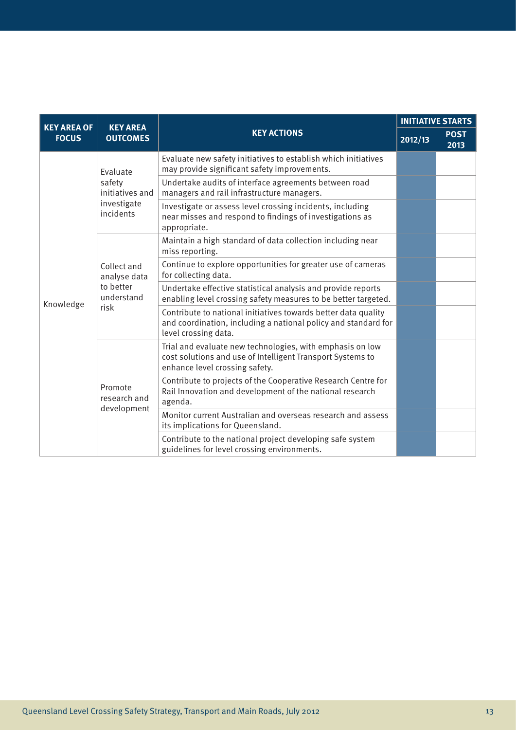| KEY AREA OF FOCUS | KEY AREA OUTCOMES | KEY ACTIONS | INITIATIVE STARTS | |
|---|---|---|---|---|
| | | | 2012/13 | POST 2013 |
| Knowledge | Evaluate safety initiatives and investigate incidents | Evaluate new safety initiatives to establish which initiatives may provide significant safety improvements. | ■ | |
| | | Undertake audits of interface agreements between road managers and rail infrastructure managers. | ■ | |
| | | Investigate or assess level crossing incidents, including near misses and respond to findings of investigations as appropriate. | ■ | |
| | Collect and analyse data to better understand risk | Maintain a high standard of data collection including near miss reporting. | ■ | |
| | | Continue to explore opportunities for greater use of cameras for collecting data. | ■ | |
| | | Undertake effective statistical analysis and provide reports enabling level crossing safety measures to be better targeted. | ■ | |
| | | Contribute to national initiatives towards better data quality and coordination, including a national policy and standard for level crossing data. | ■ | |
| | Promote research and development | Trial and evaluate new technologies, with emphasis on low cost solutions and use of Intelligent Transport Systems to enhance level crossing safety. | ■ | |
| | | Contribute to projects of the Cooperative Research Centre for Rail Innovation and development of the national research agenda. | ■ | |
| | | Monitor current Australian and overseas research and assess its implications for Queensland. | ■ | |
| | | Contribute to the national project developing safe system guidelines for level crossing environments. | ■ | |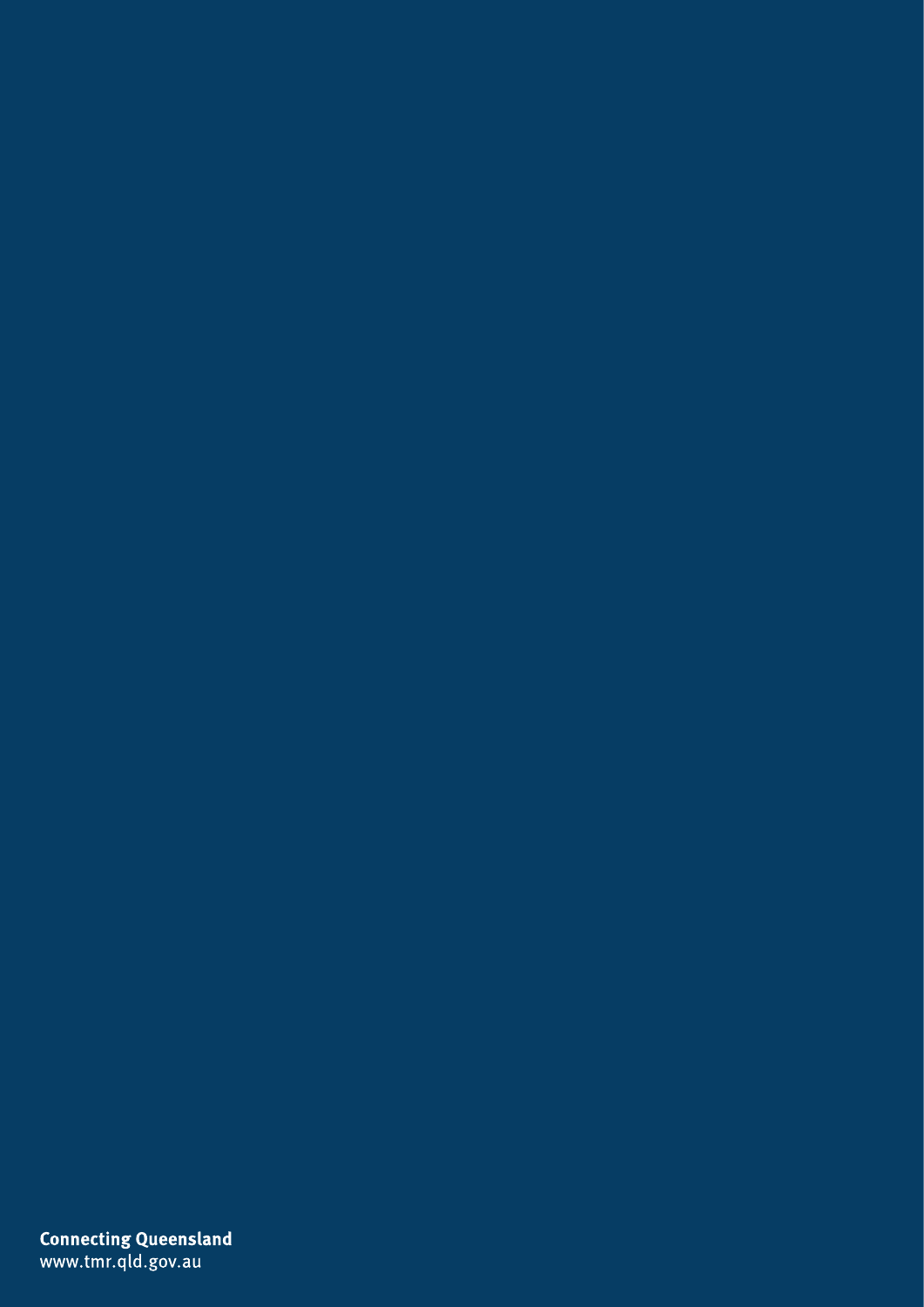**Connecting Queensland**
www.tmr.qld.gov.au